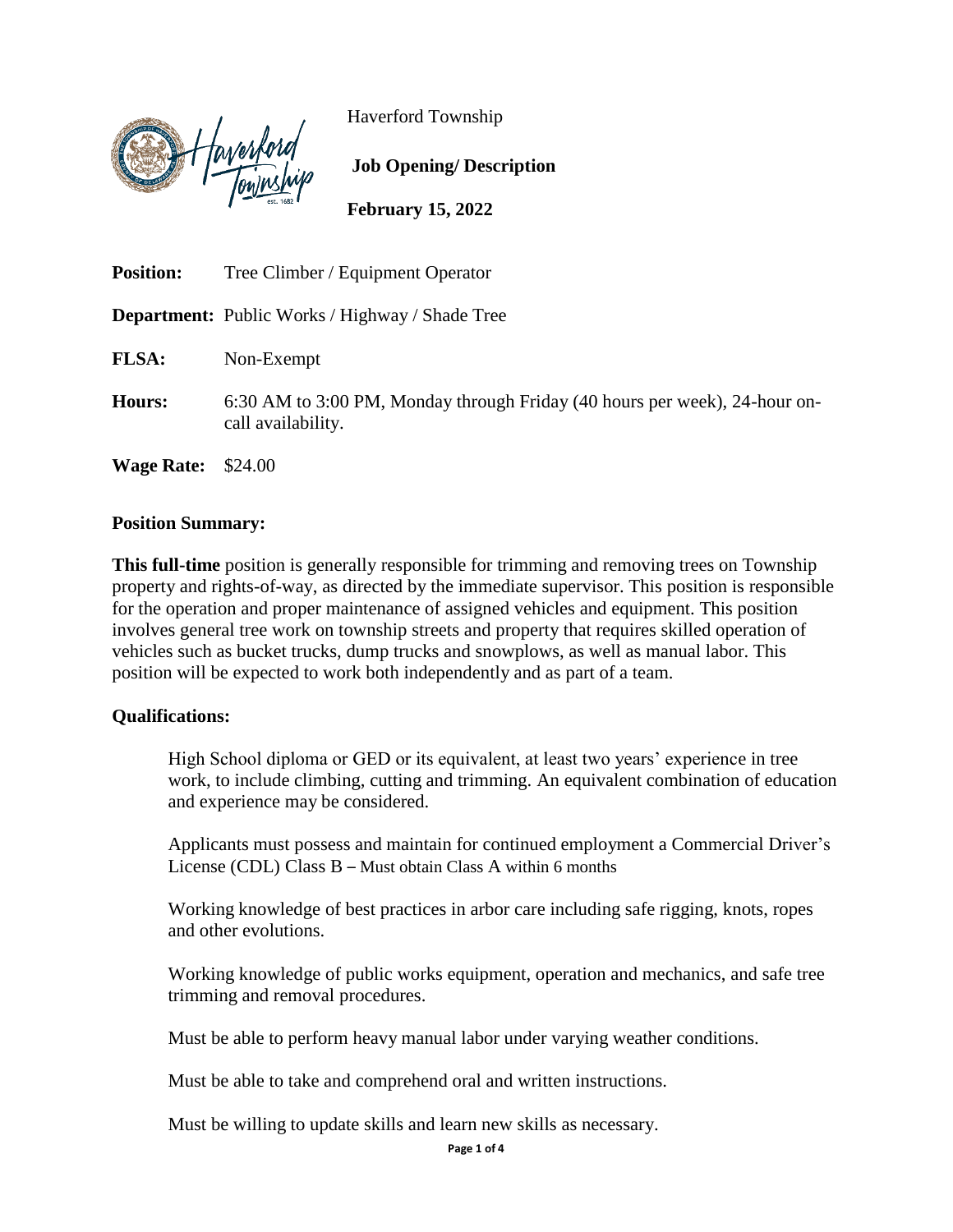Haverford Township

**Job Opening/ Description**

**February 15, 2022**

**Position:** Tree Climber / Equipment Operator

**Department:** Public Works / Highway / Shade Tree

**FLSA:** Non-Exempt

**Hours:** 6:30 AM to 3:00 PM, Monday through Friday (40 hours per week), 24-hour on-call availability.

**Wage Rate:** $24.00

## Position Summary:

**This full-time** position is generally responsible for trimming and removing trees on Township property and rights-of-way, as directed by the immediate supervisor. This position is responsible for the operation and proper maintenance of assigned vehicles and equipment. This position involves general tree work on township streets and property that requires skilled operation of vehicles such as bucket trucks, dump trucks and snowplows, as well as manual labor. This position will be expected to work both independently and as part of a team.

## Qualifications:

High School diploma or GED or its equivalent, at least two years' experience in tree work, to include climbing, cutting and trimming. An equivalent combination of education and experience may be considered.

Applicants must possess and maintain for continued employment a Commercial Driver's License (CDL) Class B – Must obtain Class A within 6 months

Working knowledge of best practices in arbor care including safe rigging, knots, ropes and other evolutions.

Working knowledge of public works equipment, operation and mechanics, and safe tree trimming and removal procedures.

Must be able to perform heavy manual labor under varying weather conditions.

Must be able to take and comprehend oral and written instructions.

Must be willing to update skills and learn new skills as necessary.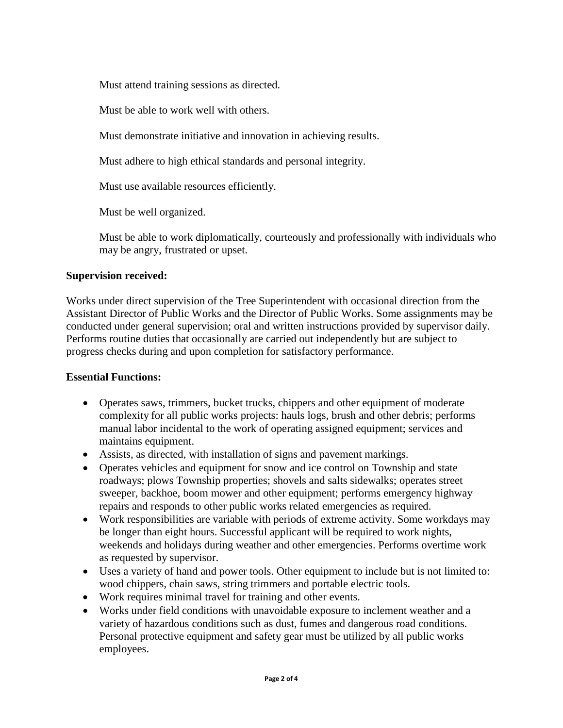Must attend training sessions as directed.

Must be able to work well with others.

Must demonstrate initiative and innovation in achieving results.

Must adhere to high ethical standards and personal integrity.

Must use available resources efficiently.

Must be well organized.

Must be able to work diplomatically, courteously and professionally with individuals who may be angry, frustrated or upset.

**Supervision received:**

Works under direct supervision of the Tree Superintendent with occasional direction from the Assistant Director of Public Works and the Director of Public Works. Some assignments may be conducted under general supervision; oral and written instructions provided by supervisor daily. Performs routine duties that occasionally are carried out independently but are subject to progress checks during and upon completion for satisfactory performance.

**Essential Functions:**

- Operates saws, trimmers, bucket trucks, chippers and other equipment of moderate complexity for all public works projects: hauls logs, brush and other debris; performs manual labor incidental to the work of operating assigned equipment; services and maintains equipment.
- Assists, as directed, with installation of signs and pavement markings.
- Operates vehicles and equipment for snow and ice control on Township and state roadways; plows Township properties; shovels and salts sidewalks; operates street sweeper, backhoe, boom mower and other equipment; performs emergency highway repairs and responds to other public works related emergencies as required.
- Work responsibilities are variable with periods of extreme activity. Some workdays may be longer than eight hours. Successful applicant will be required to work nights, weekends and holidays during weather and other emergencies. Performs overtime work as requested by supervisor.
- Uses a variety of hand and power tools. Other equipment to include but is not limited to: wood chippers, chain saws, string trimmers and portable electric tools.
- Work requires minimal travel for training and other events.
- Works under field conditions with unavoidable exposure to inclement weather and a variety of hazardous conditions such as dust, fumes and dangerous road conditions. Personal protective equipment and safety gear must be utilized by all public works employees.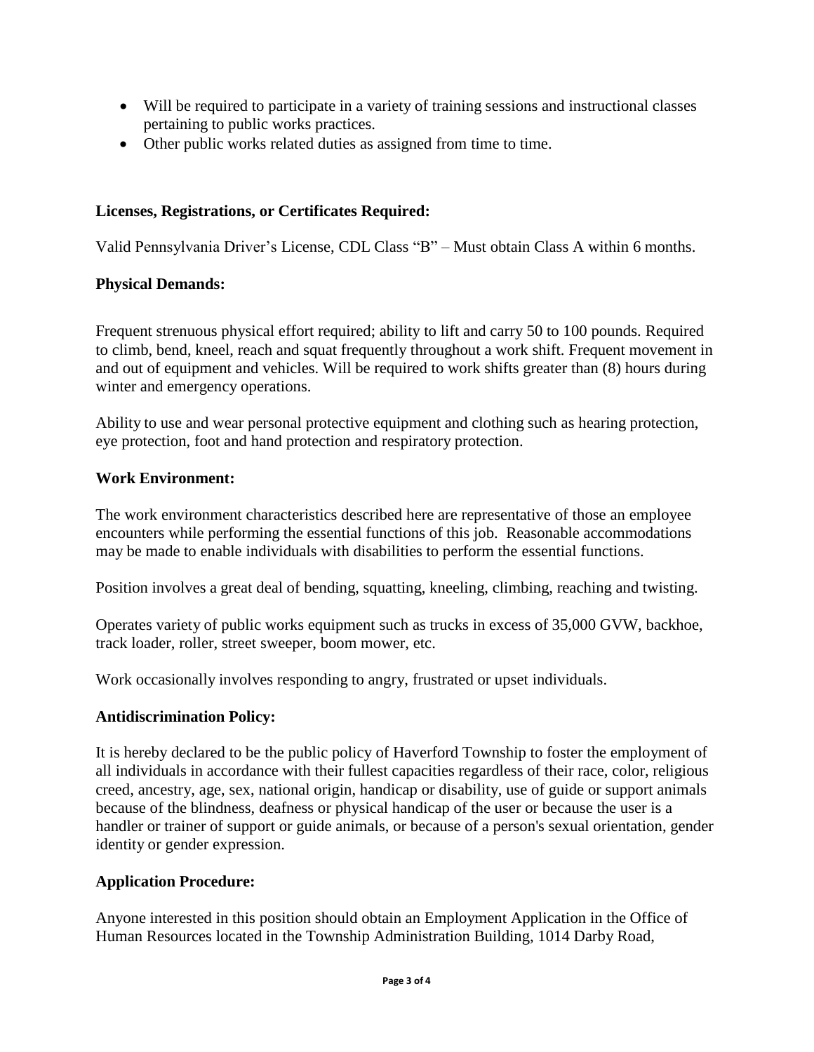- Will be required to participate in a variety of training sessions and instructional classes pertaining to public works practices.
- Other public works related duties as assigned from time to time.

**Licenses, Registrations, or Certificates Required:**

Valid Pennsylvania Driver's License, CDL Class "B" – Must obtain Class A within 6 months.

**Physical Demands:**

Frequent strenuous physical effort required; ability to lift and carry 50 to 100 pounds. Required to climb, bend, kneel, reach and squat frequently throughout a work shift. Frequent movement in and out of equipment and vehicles. Will be required to work shifts greater than (8) hours during winter and emergency operations.

Ability to use and wear personal protective equipment and clothing such as hearing protection, eye protection, foot and hand protection and respiratory protection.

**Work Environment:**

The work environment characteristics described here are representative of those an employee encounters while performing the essential functions of this job. Reasonable accommodations may be made to enable individuals with disabilities to perform the essential functions.

Position involves a great deal of bending, squatting, kneeling, climbing, reaching and twisting.

Operates variety of public works equipment such as trucks in excess of 35,000 GVW, backhoe, track loader, roller, street sweeper, boom mower, etc.

Work occasionally involves responding to angry, frustrated or upset individuals.

**Antidiscrimination Policy:**

It is hereby declared to be the public policy of Haverford Township to foster the employment of all individuals in accordance with their fullest capacities regardless of their race, color, religious creed, ancestry, age, sex, national origin, handicap or disability, use of guide or support animals because of the blindness, deafness or physical handicap of the user or because the user is a handler or trainer of support or guide animals, or because of a person's sexual orientation, gender identity or gender expression.

**Application Procedure:**

Anyone interested in this position should obtain an Employment Application in the Office of Human Resources located in the Township Administration Building, 1014 Darby Road,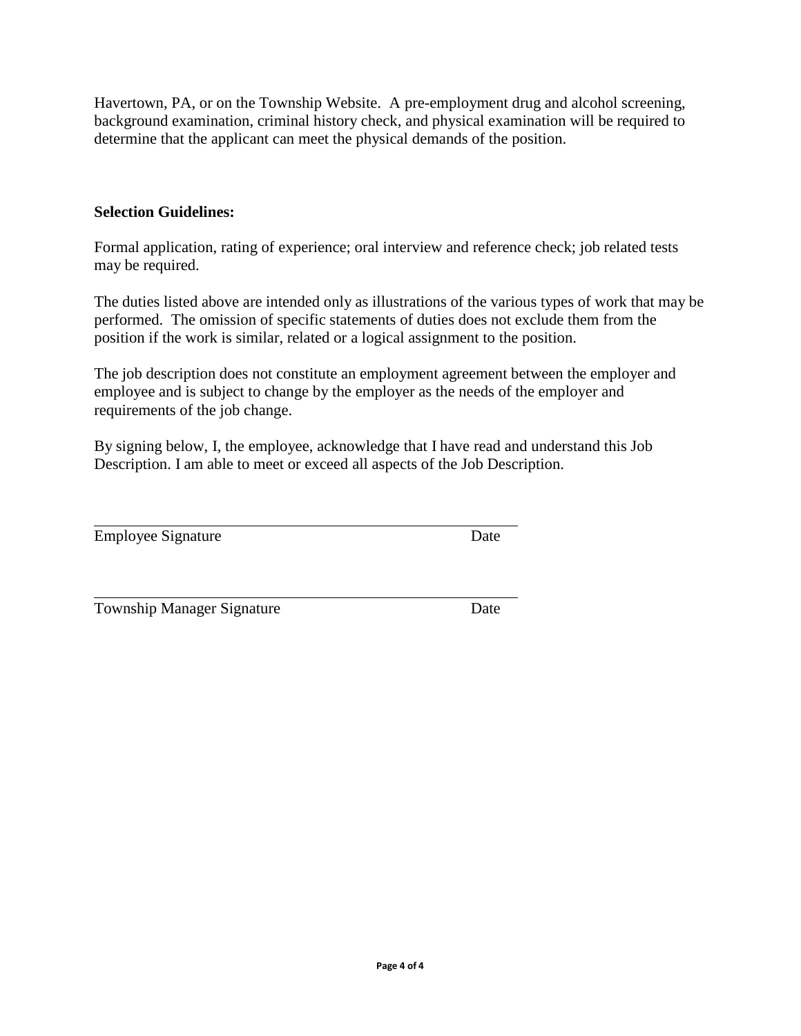Havertown, PA, or on the Township Website. A pre-employment drug and alcohol screening, background examination, criminal history check, and physical examination will be required to determine that the applicant can meet the physical demands of the position.

**Selection Guidelines:**

Formal application, rating of experience; oral interview and reference check; job related tests may be required.

The duties listed above are intended only as illustrations of the various types of work that may be performed. The omission of specific statements of duties does not exclude them from the position if the work is similar, related or a logical assignment to the position.

The job description does not constitute an employment agreement between the employer and employee and is subject to change by the employer as the needs of the employer and requirements of the job change.

By signing below, I, the employee, acknowledge that I have read and understand this Job Description. I am able to meet or exceed all aspects of the Job Description.

\_\_\_\_\_\_\_\_\_\_\_\_\_\_\_\_\_\_\_\_\_\_\_\_\_\_\_\_\_\_\_\_\_\_\_\_\_\_\_\_\_\_\_\_\_\_\_\_

Employee Signature Date

\_\_\_\_\_\_\_\_\_\_\_\_\_\_\_\_\_\_\_\_\_\_\_\_\_\_\_\_\_\_\_\_\_\_\_\_\_\_\_\_\_\_\_\_\_\_\_\_

Township Manager Signature Date